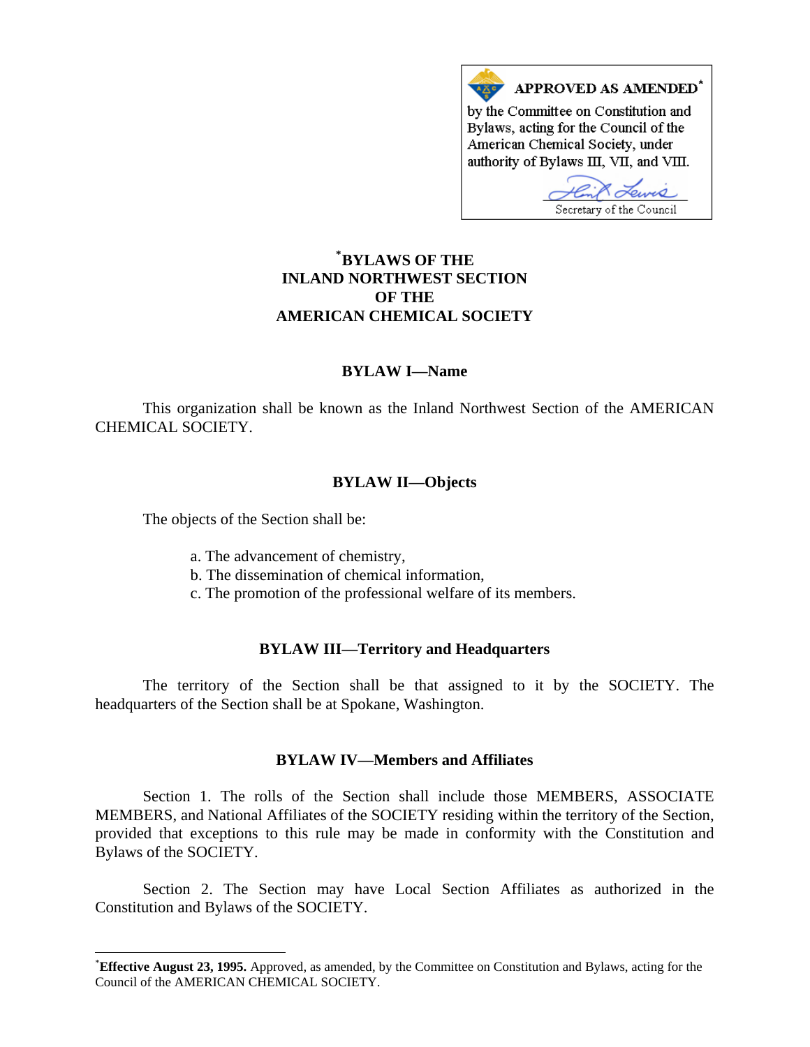**APPROVED AS AMENDED*** by the Committee on Constitution and Bylaws, acting for the Council of the American Chemical Society, under authority of Bylaws III, VII, and VIII.

Secretary of the Council

# *BYLAWS OF THE INLAND NORTHWEST SECTION OF THE AMERICAN CHEMICAL SOCIETY

## BYLAW I—Name

This organization shall be known as the Inland Northwest Section of the AMERICAN CHEMICAL SOCIETY.

## BYLAW II—Objects

The objects of the Section shall be:

a. The advancement of chemistry,
b. The dissemination of chemical information,
c. The promotion of the professional welfare of its members.

## BYLAW III—Territory and Headquarters

The territory of the Section shall be that assigned to it by the SOCIETY. The headquarters of the Section shall be at Spokane, Washington.

## BYLAW IV—Members and Affiliates

Section 1. The rolls of the Section shall include those MEMBERS, ASSOCIATE MEMBERS, and National Affiliates of the SOCIETY residing within the territory of the Section, provided that exceptions to this rule may be made in conformity with the Constitution and Bylaws of the SOCIETY.

Section 2. The Section may have Local Section Affiliates as authorized in the Constitution and Bylaws of the SOCIETY.

---

***Effective August 23, 1995.** Approved, as amended, by the Committee on Constitution and Bylaws, acting for the Council of the AMERICAN CHEMICAL SOCIETY.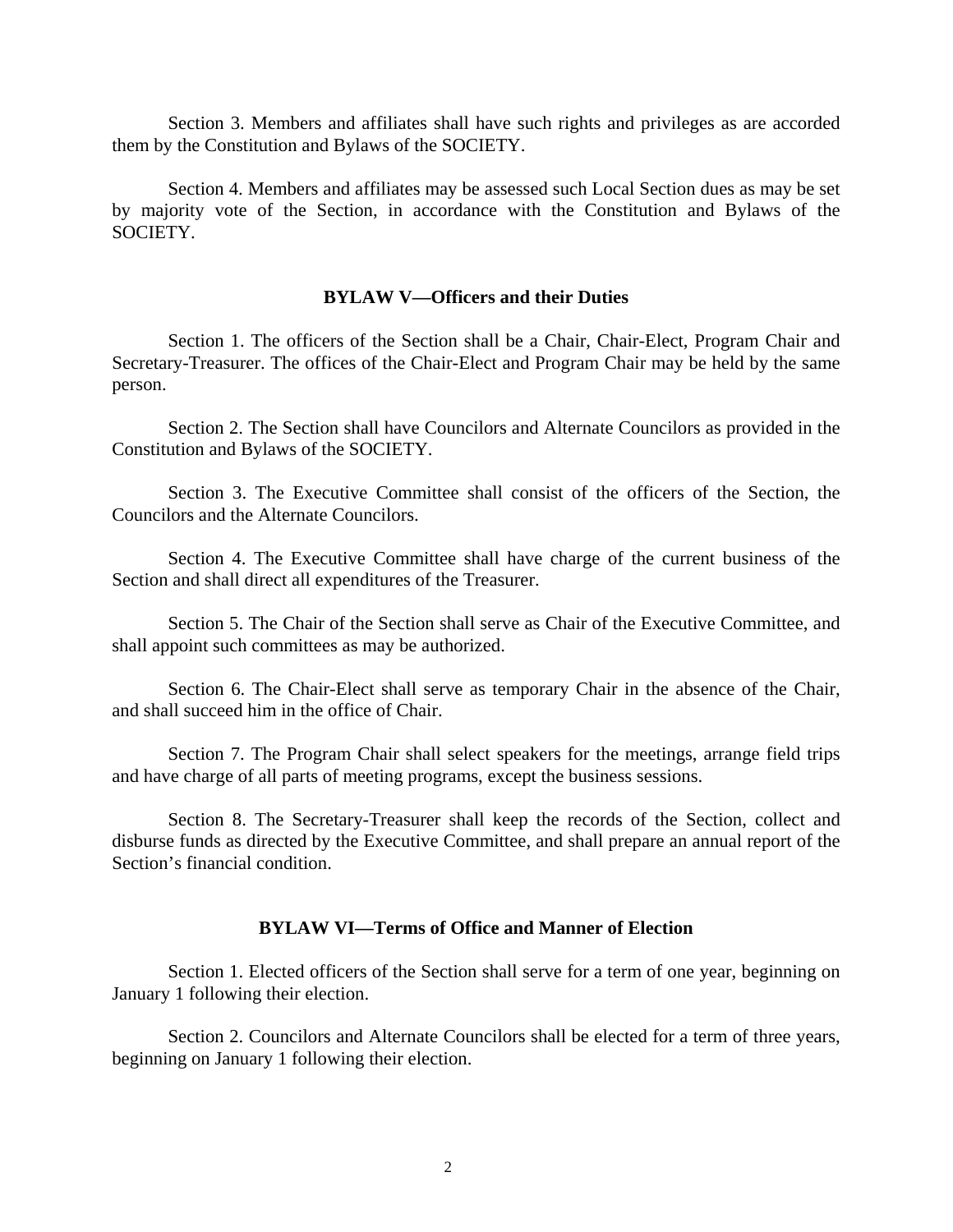Section 3. Members and affiliates shall have such rights and privileges as are accorded them by the Constitution and Bylaws of the SOCIETY.

Section 4. Members and affiliates may be assessed such Local Section dues as may be set by majority vote of the Section, in accordance with the Constitution and Bylaws of the SOCIETY.

## BYLAW V—Officers and their Duties

Section 1. The officers of the Section shall be a Chair, Chair-Elect, Program Chair and Secretary-Treasurer. The offices of the Chair-Elect and Program Chair may be held by the same person.

Section 2. The Section shall have Councilors and Alternate Councilors as provided in the Constitution and Bylaws of the SOCIETY.

Section 3. The Executive Committee shall consist of the officers of the Section, the Councilors and the Alternate Councilors.

Section 4. The Executive Committee shall have charge of the current business of the Section and shall direct all expenditures of the Treasurer.

Section 5. The Chair of the Section shall serve as Chair of the Executive Committee, and shall appoint such committees as may be authorized.

Section 6. The Chair-Elect shall serve as temporary Chair in the absence of the Chair, and shall succeed him in the office of Chair.

Section 7. The Program Chair shall select speakers for the meetings, arrange field trips and have charge of all parts of meeting programs, except the business sessions.

Section 8. The Secretary-Treasurer shall keep the records of the Section, collect and disburse funds as directed by the Executive Committee, and shall prepare an annual report of the Section's financial condition.

## BYLAW VI—Terms of Office and Manner of Election

Section 1. Elected officers of the Section shall serve for a term of one year, beginning on January 1 following their election.

Section 2. Councilors and Alternate Councilors shall be elected for a term of three years, beginning on January 1 following their election.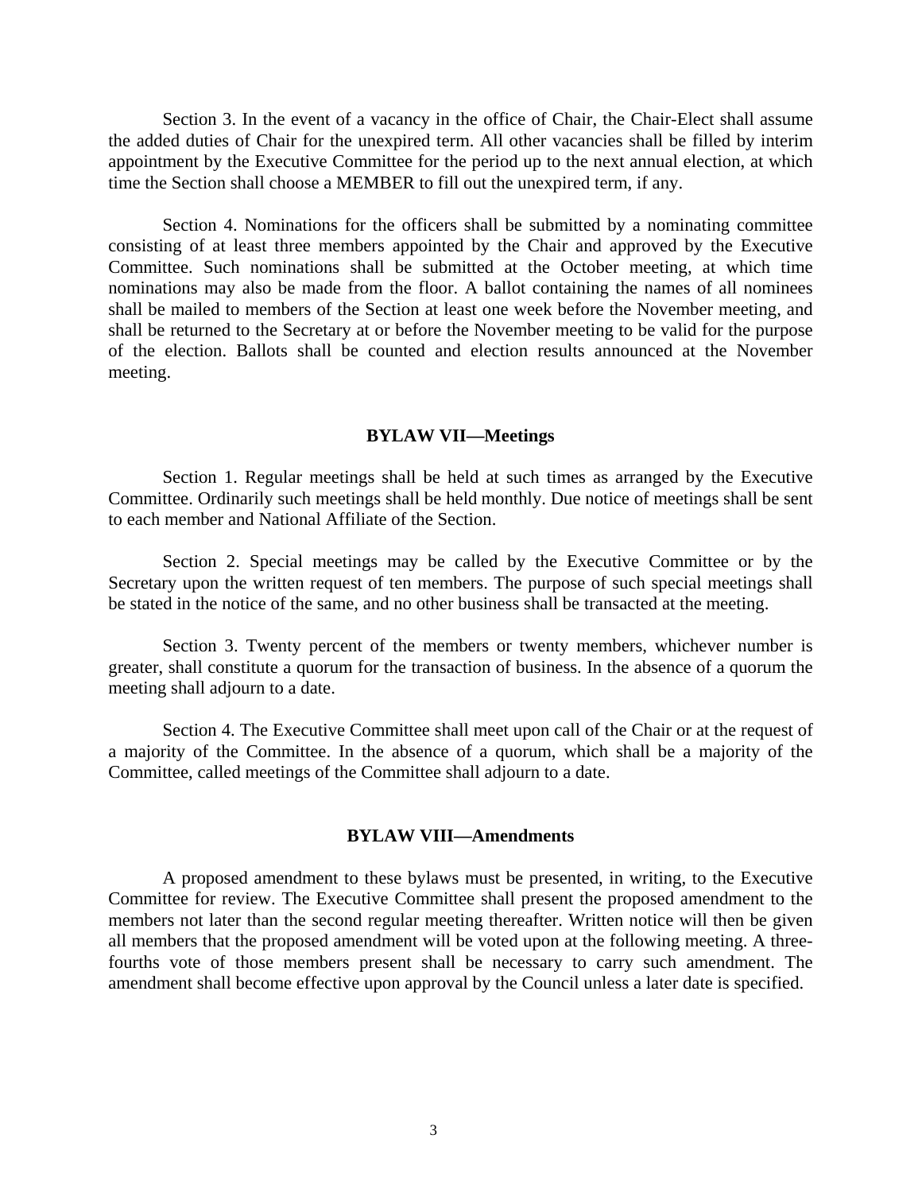Section 3. In the event of a vacancy in the office of Chair, the Chair-Elect shall assume the added duties of Chair for the unexpired term. All other vacancies shall be filled by interim appointment by the Executive Committee for the period up to the next annual election, at which time the Section shall choose a MEMBER to fill out the unexpired term, if any.

Section 4. Nominations for the officers shall be submitted by a nominating committee consisting of at least three members appointed by the Chair and approved by the Executive Committee. Such nominations shall be submitted at the October meeting, at which time nominations may also be made from the floor. A ballot containing the names of all nominees shall be mailed to members of the Section at least one week before the November meeting, and shall be returned to the Secretary at or before the November meeting to be valid for the purpose of the election. Ballots shall be counted and election results announced at the November meeting.

## BYLAW VII—Meetings

Section 1. Regular meetings shall be held at such times as arranged by the Executive Committee. Ordinarily such meetings shall be held monthly. Due notice of meetings shall be sent to each member and National Affiliate of the Section.

Section 2. Special meetings may be called by the Executive Committee or by the Secretary upon the written request of ten members. The purpose of such special meetings shall be stated in the notice of the same, and no other business shall be transacted at the meeting.

Section 3. Twenty percent of the members or twenty members, whichever number is greater, shall constitute a quorum for the transaction of business. In the absence of a quorum the meeting shall adjourn to a date.

Section 4. The Executive Committee shall meet upon call of the Chair or at the request of a majority of the Committee. In the absence of a quorum, which shall be a majority of the Committee, called meetings of the Committee shall adjourn to a date.

## BYLAW VIII—Amendments

A proposed amendment to these bylaws must be presented, in writing, to the Executive Committee for review. The Executive Committee shall present the proposed amendment to the members not later than the second regular meeting thereafter. Written notice will then be given all members that the proposed amendment will be voted upon at the following meeting. A three-fourths vote of those members present shall be necessary to carry such amendment. The amendment shall become effective upon approval by the Council unless a later date is specified.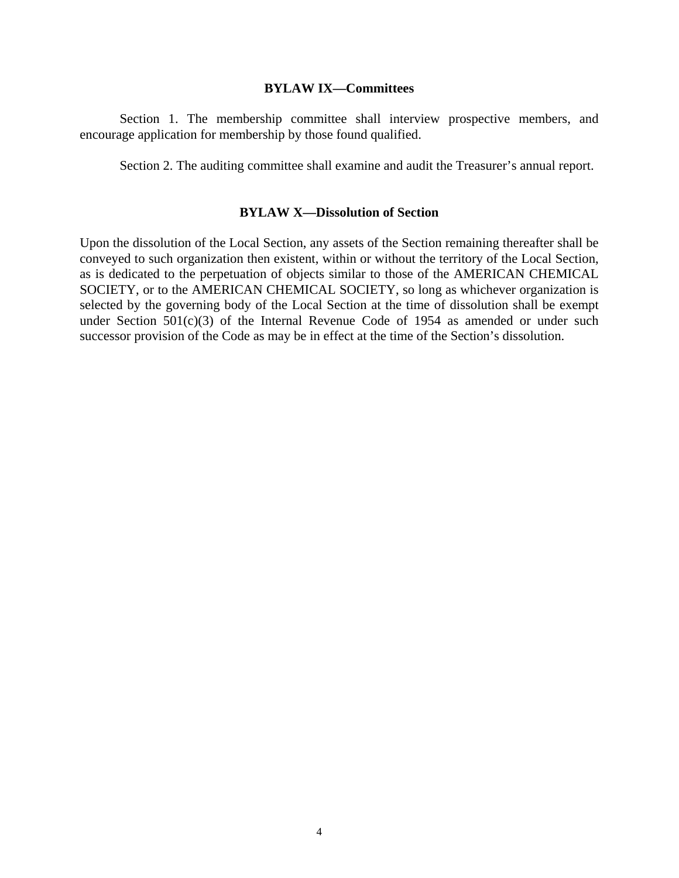### BYLAW IX—Committees

Section 1. The membership committee shall interview prospective members, and encourage application for membership by those found qualified.

Section 2. The auditing committee shall examine and audit the Treasurer's annual report.

### BYLAW X—Dissolution of Section

Upon the dissolution of the Local Section, any assets of the Section remaining thereafter shall be conveyed to such organization then existent, within or without the territory of the Local Section, as is dedicated to the perpetuation of objects similar to those of the AMERICAN CHEMICAL SOCIETY, or to the AMERICAN CHEMICAL SOCIETY, so long as whichever organization is selected by the governing body of the Local Section at the time of dissolution shall be exempt under Section 501(c)(3) of the Internal Revenue Code of 1954 as amended or under such successor provision of the Code as may be in effect at the time of the Section's dissolution.